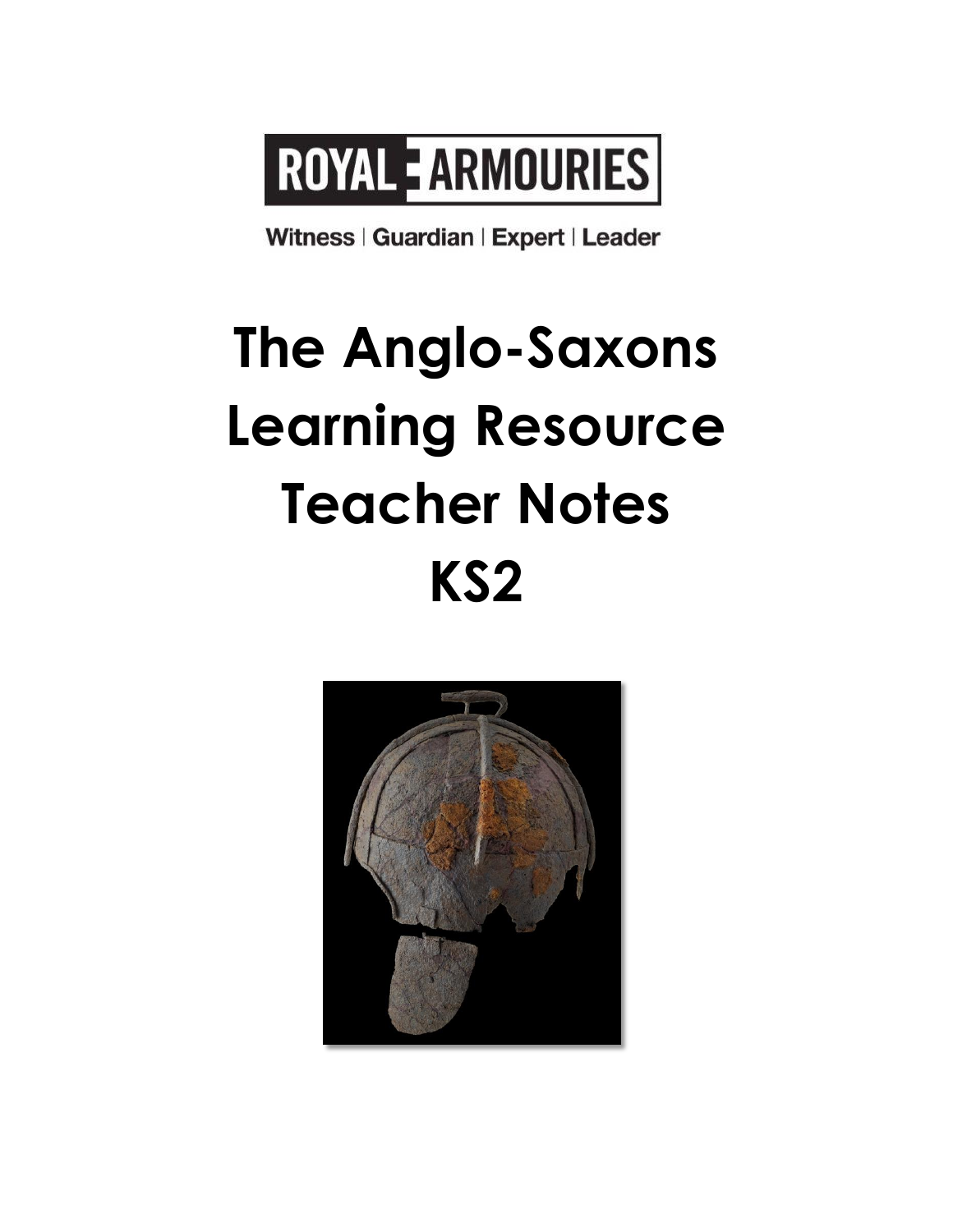ROYAL ARMOURIES

Witness | Guardian | Expert | Leader

# The Anglo-Saxons Learning Resource Teacher Notes KS2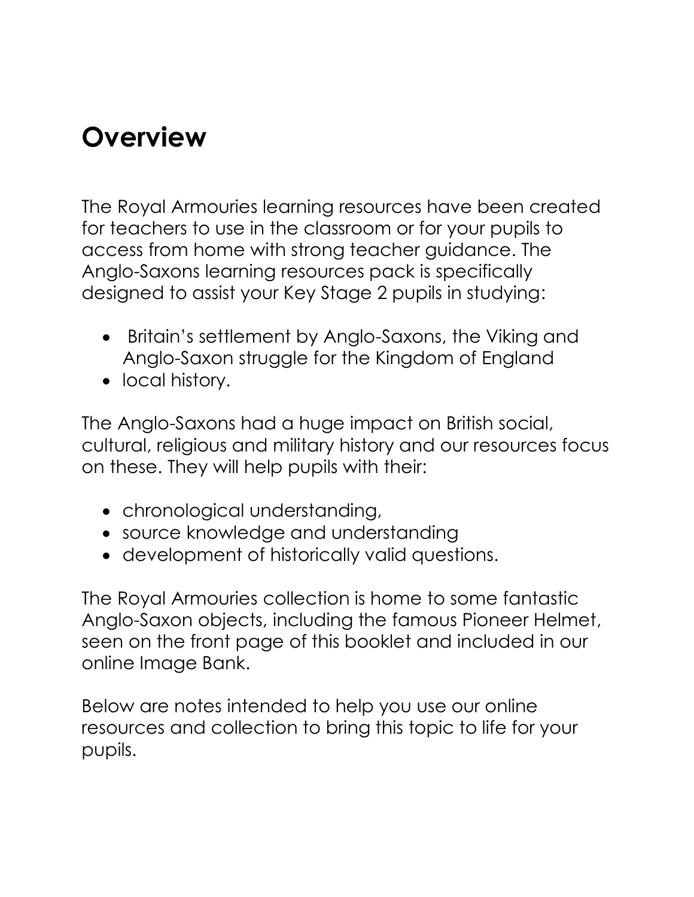# Overview

The Royal Armouries learning resources have been created for teachers to use in the classroom or for your pupils to access from home with strong teacher guidance. The Anglo-Saxons learning resources pack is specifically designed to assist your Key Stage 2 pupils in studying:

- Britain's settlement by Anglo-Saxons, the Viking and Anglo-Saxon struggle for the Kingdom of England
- local history.

The Anglo-Saxons had a huge impact on British social, cultural, religious and military history and our resources focus on these. They will help pupils with their:

- chronological understanding,
- source knowledge and understanding
- development of historically valid questions.

The Royal Armouries collection is home to some fantastic Anglo-Saxon objects, including the famous Pioneer Helmet, seen on the front page of this booklet and included in our online Image Bank.

Below are notes intended to help you use our online resources and collection to bring this topic to life for your pupils.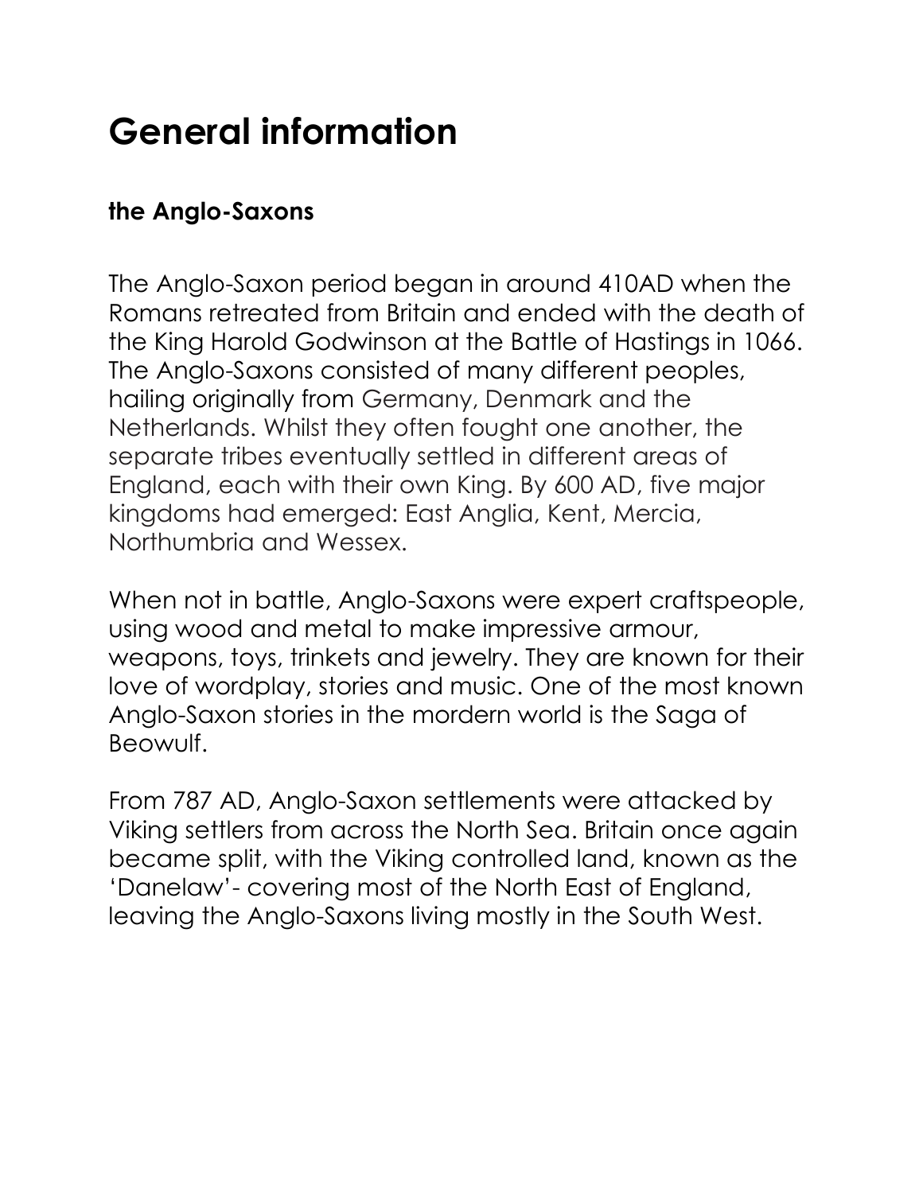# General information

### the Anglo-Saxons

The Anglo-Saxon period began in around 410AD when the Romans retreated from Britain and ended with the death of the King Harold Godwinson at the Battle of Hastings in 1066. The Anglo-Saxons consisted of many different peoples, hailing originally from Germany, Denmark and the Netherlands. Whilst they often fought one another, the separate tribes eventually settled in different areas of England, each with their own King. By 600 AD, five major kingdoms had emerged: East Anglia, Kent, Mercia, Northumbria and Wessex.

When not in battle, Anglo-Saxons were expert craftspeople, using wood and metal to make impressive armour, weapons, toys, trinkets and jewelry. They are known for their love of wordplay, stories and music. One of the most known Anglo-Saxon stories in the mordern world is the Saga of Beowulf.

From 787 AD, Anglo-Saxon settlements were attacked by Viking settlers from across the North Sea. Britain once again became split, with the Viking controlled land, known as the 'Danelaw'- covering most of the North East of England, leaving the Anglo-Saxons living mostly in the South West.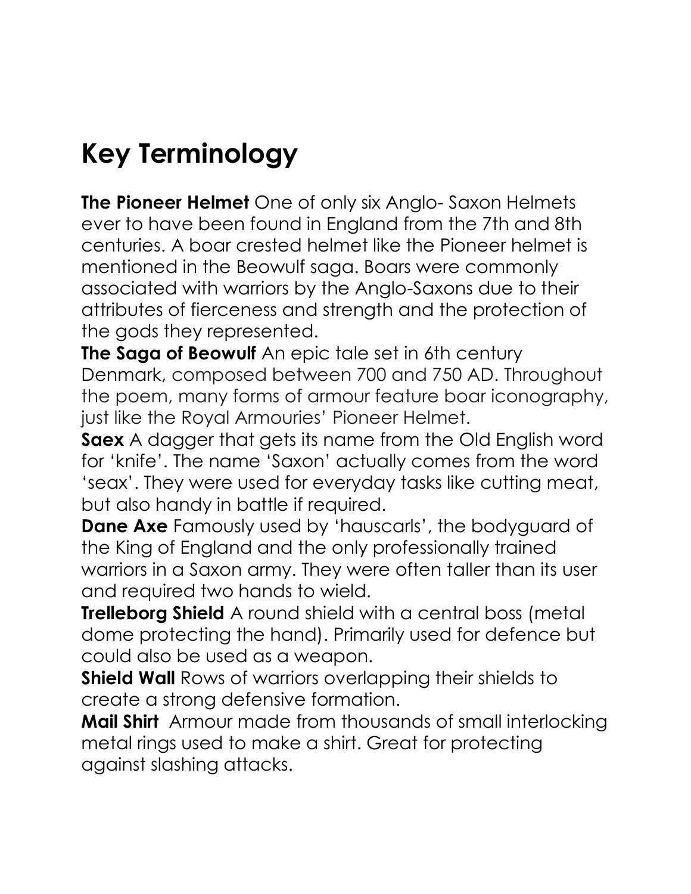# Key Terminology

**The Pioneer Helmet** One of only six Anglo- Saxon Helmets ever to have been found in England from the 7th and 8th centuries. A boar crested helmet like the Pioneer helmet is mentioned in the Beowulf saga. Boars were commonly associated with warriors by the Anglo-Saxons due to their attributes of fierceness and strength and the protection of the gods they represented.

**The Saga of Beowulf** An epic tale set in 6th century Denmark, composed between 700 and 750 AD. Throughout the poem, many forms of armour feature boar iconography, just like the Royal Armouries' Pioneer Helmet.

**Saex** A dagger that gets its name from the Old English word for 'knife'. The name 'Saxon' actually comes from the word 'seax'. They were used for everyday tasks like cutting meat, but also handy in battle if required.

**Dane Axe** Famously used by 'hauscarls', the bodyguard of the King of England and the only professionally trained warriors in a Saxon army. They were often taller than its user and required two hands to wield.

**Trelleborg Shield** A round shield with a central boss (metal dome protecting the hand). Primarily used for defence but could also be used as a weapon.

**Shield Wall** Rows of warriors overlapping their shields to create a strong defensive formation.

**Mail Shirt** Armour made from thousands of small interlocking metal rings used to make a shirt. Great for protecting against slashing attacks.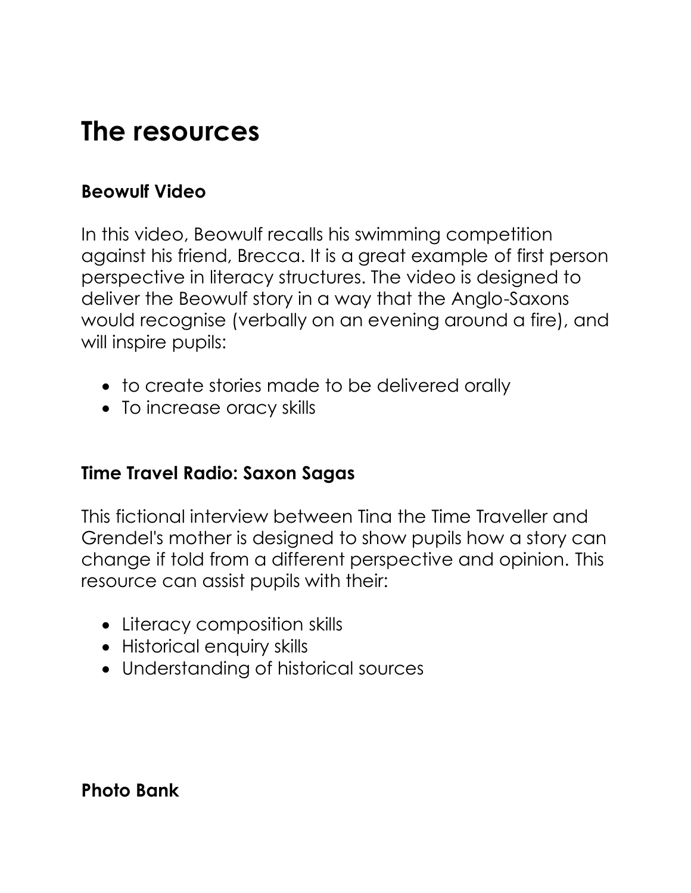# The resources

### Beowulf Video

In this video, Beowulf recalls his swimming competition against his friend, Brecca. It is a great example of first person perspective in literacy structures. The video is designed to deliver the Beowulf story in a way that the Anglo-Saxons would recognise (verbally on an evening around a fire), and will inspire pupils:

- to create stories made to be delivered orally
- To increase oracy skills

### Time Travel Radio: Saxon Sagas

This fictional interview between Tina the Time Traveller and Grendel's mother is designed to show pupils how a story can change if told from a different perspective and opinion. This resource can assist pupils with their:

- Literacy composition skills
- Historical enquiry skills
- Understanding of historical sources

### Photo Bank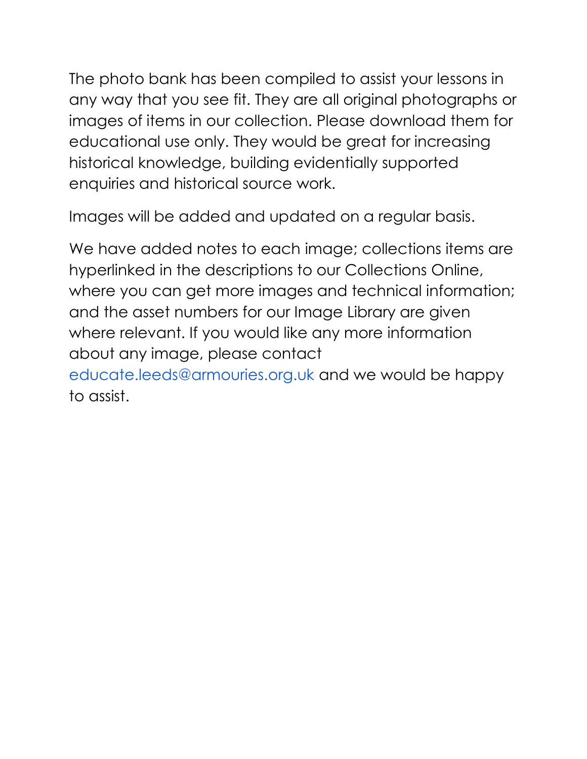The photo bank has been compiled to assist your lessons in any way that you see fit. They are all original photographs or images of items in our collection. Please download them for educational use only. They would be great for increasing historical knowledge, building evidentially supported enquiries and historical source work.

Images will be added and updated on a regular basis.

We have added notes to each image; collections items are hyperlinked in the descriptions to our Collections Online, where you can get more images and technical information; and the asset numbers for our Image Library are given where relevant. If you would like any more information about any image, please contact educate.leeds@armouries.org.uk and we would be happy to assist.